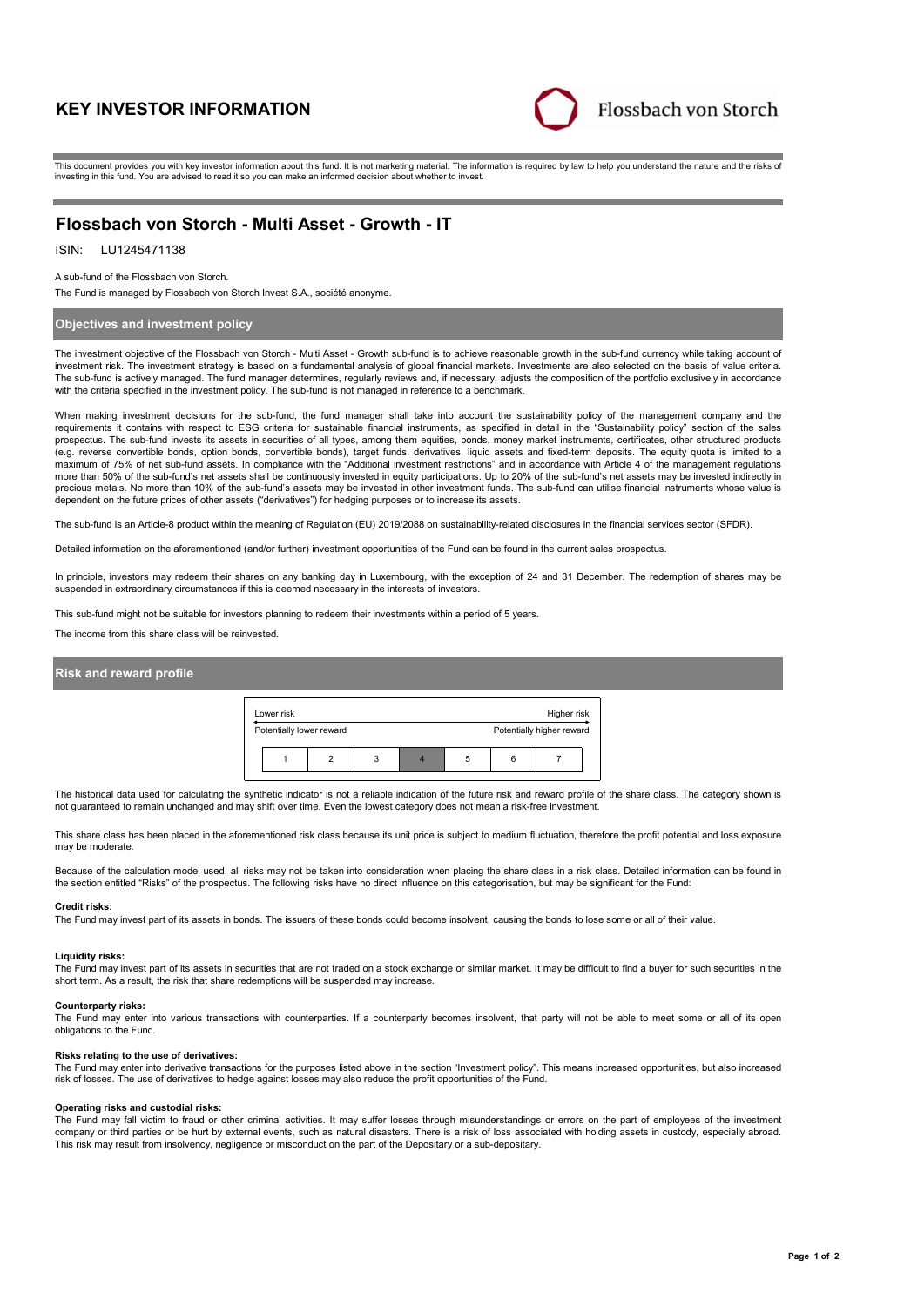# KEY INVESTOR INFORMATION

Flossbach von Storch

This document provides you with key investor information about this fund. It is not marketing material. The information is required by law to help you understand the nature and the risks of investing in this fund. You are advised to read it so you can make an informed decision about whether to invest.

## Flossbach von Storch - Multi Asset - Growth - IT

ISIN: LU1245471138

A sub-fund of the Flossbach von Storch.

The Fund is managed by Flossbach von Storch Invest S.A., société anonyme.

### Objectives and investment policy

The investment objective of the Flossbach von Storch - Multi Asset - Growth sub-fund is to achieve reasonable growth in the sub-fund currency while taking account of investment risk. The investment strategy is based on a fundamental analysis of global financial markets. Investments are also selected on the basis of value criteria. The sub-fund is actively managed. The fund manager determines, regularly reviews and, if necessary, adjusts the composition of the portfolio exclusively in accordance with the criteria specified in the investment policy. The sub-fund is not managed in reference to a benchmark.

When making investment decisions for the sub-fund, the fund manager shall take into account the sustainability policy of the management company and the requirements it contains with respect to ESG criteria for sustainable financial instruments, as specified in detail in the "Sustainability policy" section of the sales prospectus. The sub-fund invests its assets in securities of all types, among them equities, bonds, money market instruments, certificates, other structured products (e.g. reverse convertible bonds, option bonds, convertible bonds), target funds, derivatives, liquid assets and fixed-term deposits. The equity quota is limited to a maximum of 75% of net sub-fund assets. In compliance with the "Additional investment restrictions" and in accordance with Article 4 of the management regulations more than 50% of the sub-fund's net assets shall be continuously invested in equity participations. Up to 20% of the sub-fund's net assets may be invested indirectly in precious metals. No more than 10% of the sub-fund's assets may be invested in other investment funds. The sub-fund can utilise financial instruments whose value is dependent on the future prices of other assets ("derivatives") for hedging purposes or to increase its assets.

The sub-fund is an Article-8 product within the meaning of Regulation (EU) 2019/2088 on sustainability-related disclosures in the financial services sector (SFDR).

Detailed information on the aforementioned (and/or further) investment opportunities of the Fund can be found in the current sales prospectus.

In principle, investors may redeem their shares on any banking day in Luxembourg, with the exception of 24 and 31 December. The redemption of shares may be suspended in extraordinary circumstances if this is deemed necessary in the interests of investors.

This sub-fund might not be suitable for investors planning to redeem their investments within a period of 5 years.

The income from this share class will be reinvested.

### Risk and reward profile

| Lower risk | | | | | | Higher risk |
|---|---|---|---|---|---|---|
| Potentially lower reward | | | | | | Potentially higher reward |
| 1 | 2 | 3 | **4** | 5 | 6 | 7 |

The historical data used for calculating the synthetic indicator is not a reliable indication of the future risk and reward profile of the share class. The category shown is not guaranteed to remain unchanged and may shift over time. Even the lowest category does not mean a risk-free investment.

This share class has been placed in the aforementioned risk class because its unit price is subject to medium fluctuation, therefore the profit potential and loss exposure may be moderate.

Because of the calculation model used, all risks may not be taken into consideration when placing the share class in a risk class. Detailed information can be found in the section entitled "Risks" of the prospectus. The following risks have no direct influence on this categorisation, but may be significant for the Fund:

**Credit risks:**
The Fund may invest part of its assets in bonds. The issuers of these bonds could become insolvent, causing the bonds to lose some or all of their value.

**Liquidity risks:**
The Fund may invest part of its assets in securities that are not traded on a stock exchange or similar market. It may be difficult to find a buyer for such securities in the short term. As a result, the risk that share redemptions will be suspended may increase.

**Counterparty risks:**
The Fund may enter into various transactions with counterparties. If a counterparty becomes insolvent, that party will not be able to meet some or all of its open obligations to the Fund.

**Risks relating to the use of derivatives:**
The Fund may enter into derivative transactions for the purposes listed above in the section "Investment policy". This means increased opportunities, but also increased risk of losses. The use of derivatives to hedge against losses may also reduce the profit opportunities of the Fund.

**Operating risks and custodial risks:**
The Fund may fall victim to fraud or other criminal activities. It may suffer losses through misunderstandings or errors on the part of employees of the investment company or third parties or be hurt by external events, such as natural disasters. There is a risk of loss associated with holding assets in custody, especially abroad. This risk may result from insolvency, negligence or misconduct on the part of the Depositary or a sub-depositary.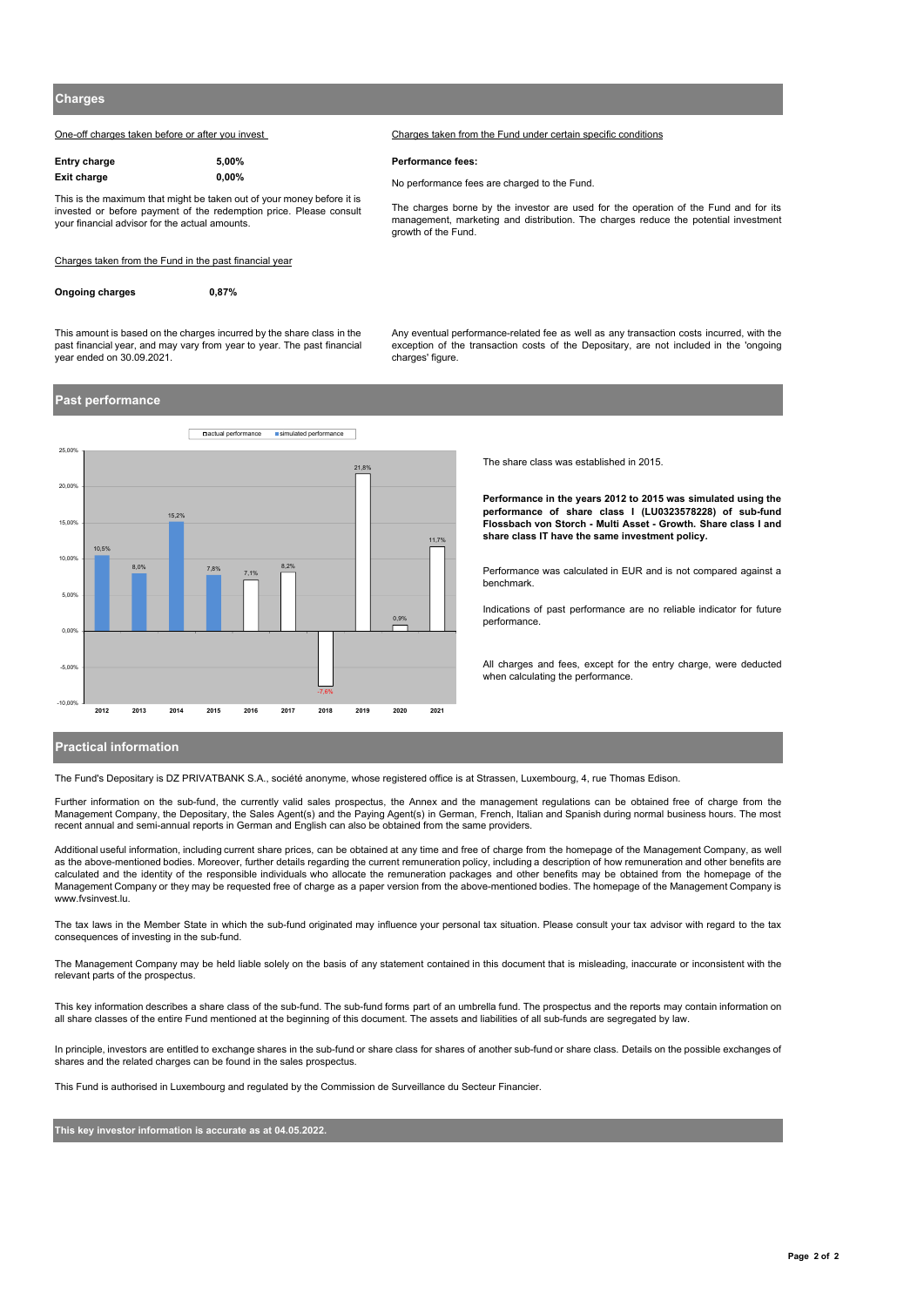## Charges

One-off charges taken before or after you invest

| | |
|---|---|
| **Entry charge** | **5,00%** |
| **Exit charge** | **0,00%** |

This is the maximum that might be taken out of your money before it is invested or before payment of the redemption price. Please consult your financial advisor for the actual amounts.

Charges taken from the Fund in the past financial year

| | |
|---|---|
| **Ongoing charges** | **0,87%** |

This amount is based on the charges incurred by the share class in the past financial year, and may vary from year to year. The past financial year ended on 30.09.2021.

Charges taken from the Fund under certain specific conditions

**Performance fees:**

No performance fees are charged to the Fund.

The charges borne by the investor are used for the operation of the Fund and for its management, marketing and distribution. The charges reduce the potential investment growth of the Fund.

Any eventual performance-related fee as well as any transaction costs incurred, with the exception of the transaction costs of the Depositary, are not included in the 'ongoing charges' figure.

## Past performance

actual performance
simulated performance

25,00%
20,00%
15,00%
10,00%
5,00%
0,00%
-5,00%
-10,00%

10,5%
8,0%
15,2%
7,8%
7,1%
8,2%
-7,6%
21,8%
0,9%
11,7%

2012
2013
2014
2015
2016
2017
2018
2019
2020
2021

The share class was established in 2015.

**Performance in the years 2012 to 2015 was simulated using the performance of share class I (LU0323578228) of sub-fund Flossbach von Storch - Multi Asset - Growth. Share class I and share class IT have the same investment policy.**

Performance was calculated in EUR and is not compared against a benchmark.

Indications of past performance are no reliable indicator for future performance.

All charges and fees, except for the entry charge, were deducted when calculating the performance.

## Practical information

The Fund's Depositary is DZ PRIVATBANK S.A., société anonyme, whose registered office is at Strassen, Luxembourg, 4, rue Thomas Edison.

Further information on the sub-fund, the currently valid sales prospectus, the Annex and the management regulations can be obtained free of charge from the Management Company, the Depositary, the Sales Agent(s) and the Paying Agent(s) in German, French, Italian and Spanish during normal business hours. The most recent annual and semi-annual reports in German and English can also be obtained from the same providers.

Additional useful information, including current share prices, can be obtained at any time and free of charge from the homepage of the Management Company, as well as the above-mentioned bodies. Moreover, further details regarding the current remuneration policy, including a description of how remuneration and other benefits are calculated and the identity of the responsible individuals who allocate the remuneration packages and other benefits may be obtained from the homepage of the Management Company or they may be requested free of charge as a paper version from the above-mentioned bodies. The homepage of the Management Company is www.fvsinvest.lu.

The tax laws in the Member State in which the sub-fund originated may influence your personal tax situation. Please consult your tax advisor with regard to the tax consequences of investing in the sub-fund.

The Management Company may be held liable solely on the basis of any statement contained in this document that is misleading, inaccurate or inconsistent with the relevant parts of the prospectus.

This key information describes a share class of the sub-fund. The sub-fund forms part of an umbrella fund. The prospectus and the reports may contain information on all share classes of the entire Fund mentioned at the beginning of this document. The assets and liabilities of all sub-funds are segregated by law.

In principle, investors are entitled to exchange shares in the sub-fund or share class for shares of another sub-fund or share class. Details on the possible exchanges of shares and the related charges can be found in the sales prospectus.

This Fund is authorised in Luxembourg and regulated by the Commission de Surveillance du Secteur Financier.

**This key investor information is accurate as at 04.05.2022.**